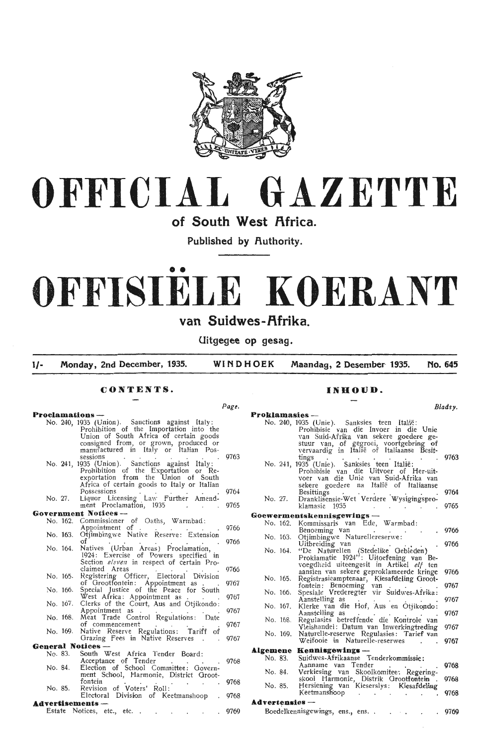# OFFICIAL GAZETTE

## of South West Africa.

### Published by Authority.

# OFFISIËLE KOERANT

## van Suidwes-Afrika.

### Uitgegee op gesag.

1/- Monday, 2nd December, 1935. WINDHOEK Maandag, 2 Desember 1935. No. 645

## CONTENTS.

| | Page. |
|---|---|
| **Proclamations —** | |
| No. 240, 1935 (Union). Sanctions against Italy: Prohibition of the Importation into the Union of South Africa of certain goods consigned from, or grown, produced or manufactured in Italy or Italian Possessions | 9763 |
| No. 241, 1935 (Union). Sanctions against Italy: Prohibition of the Exportation or Re-exportation from the Union of South Africa of certain goods to Italy or Italian Possessions | 9764 |
| No. 27. Liquor Licensing Law Further Amendment Proclamation, 1935 | 9765 |
| **Government Notices —** | |
| No. 162. Commissioner of Oaths, Warmbad: Appointment of | 9766 |
| No. 163. Otjimbingwe Native Reserve: Extension of | 9766 |
| No. 164. Natives (Urban Areas) Proclamation, 1924: Exercise of Powers specified in Section *eleven* in respect of certain Proclaimed Areas | 9766 |
| No. 165. Registering Officer, Electoral Division of Grootfontein: Appointment as | 9767 |
| No. 166. Special Justice of the Peace for South West Africa: Appointment as | 9767 |
| No. 167. Clerks of the Court, Aus and Otjikondo: Appointment as | 9767 |
| No. 168. Meat Trade Control Regulations: Date of commencement | 9767 |
| No. 169. Native Reserve Regulations: Tariff of Grazing Fees in Native Reserves | 9767 |
| **General Notices —** | |
| No. 83. South West Africa Tender Board: Acceptance of Tender | 9768 |
| No. 84. Election of School Committee: Government School, Harmonie, District Grootfontein | 9768 |
| No. 85. Revision of Voters' Roll: Electoral Division of Keetmanshoop | 9768 |
| **Advertisements —** | |
| Estate Notices, etc., etc. | 9769 |

## INHOUD.

| | Bladsy. |
|---|---|
| **Proklamasies —** | |
| No. 240, 1935 (Unie). Sanksies teen Italië: Prohibisie van die Invoer in die Unie van Suid-Afrika van sekere goedere gestuur van, of gegroei, voortgebring of vervaardig in Italië of Italiaanse Besittings | 9763 |
| No. 241, 1935 (Unie). Sanksies teen Italië: Prohibisie van die Uitvoer of Her-uitvoer van die Unie van Suid-Afrika van sekere goedere na Italië of Italiaanse Besittings | 9764 |
| No. 27. Dranklisensie-Wet Verdere Wysigingsproklamasie 1935 | 9765 |
| **Goewermentskennisgewings —** | |
| No. 162. Kommissaris van Ede, Warmbad: Benoeming van | 9766 |
| No. 163. Otjimbingwe Naturellereserwe: Uitbreiding van | 9766 |
| No. 164. "De Naturellen (Stedelike Gebieden) Proklamatie 1924": Uitoefening van Bevoegdheid uiteengesit in Artikel *elf* ten aansien van sekere geproklameerde kringe | 9766 |
| No. 165. Registrasieamptenaar, Kiesafdeling Grootfontein: Benoeming van | 9767 |
| No. 166. Spesiale Vrederegter vir Suidwes-Afrika: Aanstelling as | 9767 |
| No. 167. Klerke van die Hof, Aus en Otjikondo: Aanstelling as | 9767 |
| No. 168. Regulasies betreffende die Kontrole van Vleishandel: Datum van Inwerkingtreding | 9767 |
| No. 169. Naturelle-reserwe Regulasies: Tarief van Weifooie in Naturelle-reserwes | 9767 |
| **Algemene Kennisgewings —** | |
| No. 83. Suidwes-Afrikaanse Tenderkommissie: Aanname van Tender | 9768 |
| No. 84. Verkiesing van Skoolkomitee: Regeringskool Harmonie, Distrik Grootfontein | 9768 |
| No. 85. Hersiening van Kieserslys: Kiesafdeling Keetmanshoop | 9768 |
| **Advertensies —** | |
| Boedelkennisgewings, ens., ens. | 9769 |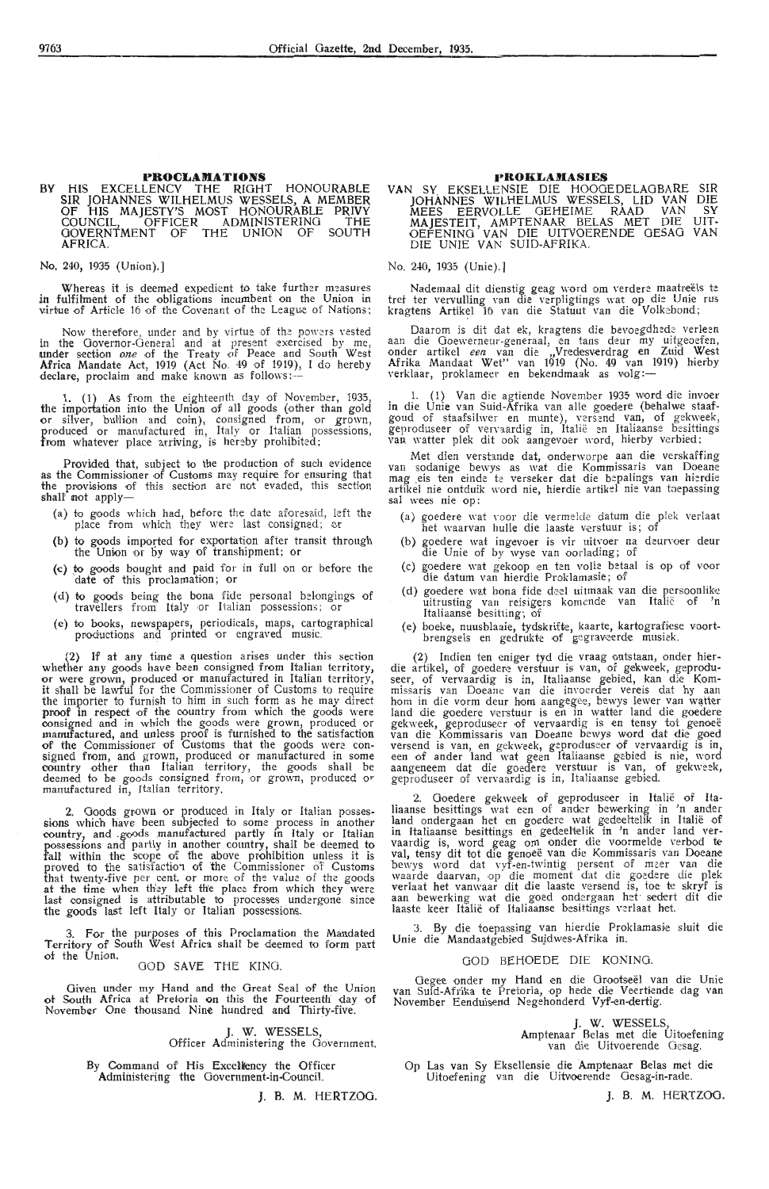## PROCLAMATIONS

BY HIS EXCELLENCY THE RIGHT HONOURABLE SIR JOHANNES WILHELMUS WESSELS, A MEMBER OF HIS MAJESTY'S MOST HONOURABLE PRIVY COUNCIL, OFFICER ADMINISTERING THE GOVERNMENT OF THE UNION OF SOUTH AFRICA.

No. 240, 1935 (Union).]

Whereas it is deemed expedient to take further measures in fulfilment of the obligations incumbent on the Union in virtue of Article 16 of the Covenant of the League of Nations;

Now therefore, under and by virtue of the powers vested in the Governor-General and at present exercised by me, under section *one* of the Treaty of Peace and South West Africa Mandate Act, 1919 (Act No. 49 of 1919), I do hereby declare, proclaim and make known as follows:—

1. (1) As from the eighteenth day of November, 1935, the importation into the Union of all goods (other than gold or silver, bullion and coin), consigned from, or grown, produced or manufactured in, Italy or Italian possessions, from whatever place arriving, is hereby prohibited;

Provided that, subject to the production of such evidence as the Commissioner of Customs may require for ensuring that the provisions of this section are not evaded, this section shall not apply—

(a) to goods which had, before the date aforesaid, left the place from which they were last consigned; or

(b) to goods imported for exportation after transit through the Union or by way of transhipment; or

(c) to goods bought and paid for in full on or before the date of this proclamation; or

(d) to goods being the bona fide personal belongings of travellers from Italy or Italian possessions; or

(e) to books, newspapers, periodicals, maps, cartographical productions and printed or engraved music.

(2) If at any time a question arises under this section whether any goods have been consigned from Italian territory, or were grown, produced or manufactured in Italian territory, it shall be lawful for the Commissioner of Customs to require the importer to furnish to him in such form as he may direct proof in respect of the country from which the goods were consigned and in which the goods were grown, produced or manufactured, and unless proof is furnished to the satisfaction of the Commissioner of Customs that the goods were consigned from, and grown, produced or manufactured in some country other than Italian territory, the goods shall be deemed to be goods consigned from, or grown, produced or manufactured in, Italian territory.

2. Goods grown or produced in Italy or Italian possessions which have been subjected to some process in another country, and goods manufactured partly in Italy or Italian possessions and partly in another country, shall be deemed to fall within the scope of the above prohibition unless it is proved to the satisfaction of the Commissioner of Customs that twenty-five per cent. or more of the value of the goods at the time when they left the place from which they were last consigned is attributable to processes undergone since the goods last left Italy or Italian possessions.

3. For the purposes of this Proclamation the Mandated Territory of South West Africa shall be deemed to form part of the Union.

GOD SAVE THE KING.

Given under my Hand and the Great Seal of the Union of South Africa at Pretoria on this the Fourteenth day of November One thousand Nine hundred and Thirty-five.

J. W. WESSELS,
Officer Administering the Government.

By Command of His Excellency the Officer Administering the Government-in-Council.

J. B. M. HERTZOG.

## PROKLAMASIES

VAN SY EKSELLENSIE DIE HOOGEDELAGBARE SIR JOHANNES WILHELMUS WESSELS, LID VAN DIE MEES EERVOLLE GEHEIME RAAD VAN SY MAJESTEIT, AMPTENAAR BELAS MET DIE UITOEFENING VAN DIE UITVOERENDE GESAG VAN DIE UNIE VAN SUID-AFRIKA.

No. 240, 1935 (Unie).]

Nademaal dit dienstig geag word om verdere maatreëls te tref ter vervulling van die verpligtings wat op die Unie rus kragtens Artikel 16 van die Statuut van die Volkebond;

Daarom is dit dat ek, kragtens die bevoegdhede verleen aan die Goewerneur-generaal, en tans deur my uitgeoefen, onder artikel *een* van die „Vredesverdrag en Zuid West Afrika Mandaat Wet" van 1919 (No. 49 van 1919) hierby verklaar, proklameer en bekendmaak as volg:—

1. (1) Van die agtiende November 1935 word die invoer in die Unie van Suid-Afrika van alle goedere (behalwe staafgoud of staafsilwer en munte), versend van, of gekweek, geproduseer of vervaardig in, Italië en Italiaanse besittings van watter plek dit ook aangevoer word, hierby verbied;

Met dien verstande dat, onderworpe aan die verskaffing van sodanige bewys as wat die Kommissaris van Doeane mag eis ten einde te verseker dat die bepalings van hierdie artikel nie ontduik word nie, hierdie artikel nie van toepassing sal wees nie op:

(a) goedere wat voor die vermelde datum die plek verlaat het waarvan hulle die laaste verstuur is; of

(b) goedere wat ingevoer is vir uitvoer na deurvoer deur die Unie of by wyse van oorlading; of

(c) goedere wat gekoop en ten volle betaal is op of voor die datum van hierdie Proklamasie; of

(d) goedere wat bona fide deel uitmaak van die persoonlike uitrusting van reisigers komende van Italië of 'n Italiaanse besitting; of

(e) boeke, nuusblaaie, tydskrifte, kaarte, kartografiese voortbrengsels en gedrukte of gegraveerde musiek.

(2) Indien ten eniger tyd die vraag ontstaan, onder hierdie artikel, of goedere verstuur is van, of gekweek, geproduseer, of vervaardig is in, Italiaanse gebied, kan die Kommissaris van Doeane van die invoerder vereis dat hy aan hom in die vorm deur hom aangegee, bewys lewer van watter land die goedere verstuur is en in watter land die goedere gekweek, geproduseer of vervaardig is en tensy tot genoeë van die Kommissaris van Doeane bewys word dat die goed versend is van, en gekweek, geproduseer of vervaardig is in, een of ander land wat geen Italiaanse gebied is nie, word aangeneem dat die goedere verstuur is van, of gekweek, geproduseer of vervaardig is in, Italiaanse gebied.

2. Goedere gekweek of geproduseer in Italië of Italiaanse besittings wat een of ander bewerking in 'n ander land ondergaan het en goedere wat gedeeltelik in Italië of in Italiaanse besittings en gedeeltelik in 'n ander land vervaardig is, word geag om onder die voormelde verbod te val, tensy dit tot die genoeë van die Kommissaris van Doeane bewys word dat vyf-en-twintig persent of meer van die waarde daarvan, op die moment dat die goedere die plek verlaat het vanwaar dit die laaste versend is, toe te skryf is aan bewerking wat die goed ondergaan het sedert dit die laaste keer Italië of Italiaanse besittings verlaat het.

3. By die toepassing van hierdie Proklamasie sluit die Unie die Mandaatgebied Suidwes-Afrika in.

GOD BEHOEDE DIE KONING.

Gegee onder my Hand en die Grootseël van die Unie van Suid-Afrika te Pretoria, op hede die Veertiende dag van November Eenduisend Negehonderd Vyf-en-dertig.

J. W. WESSELS,
Amptenaar Belas met die Uitoefening van die Uitvoerende Gesag.

Op Las van Sy Eksellensie die Amptenaar Belas met die Uitoefening van die Uitvoerende Gesag-in-rade.

J. B. M. HERTZOG.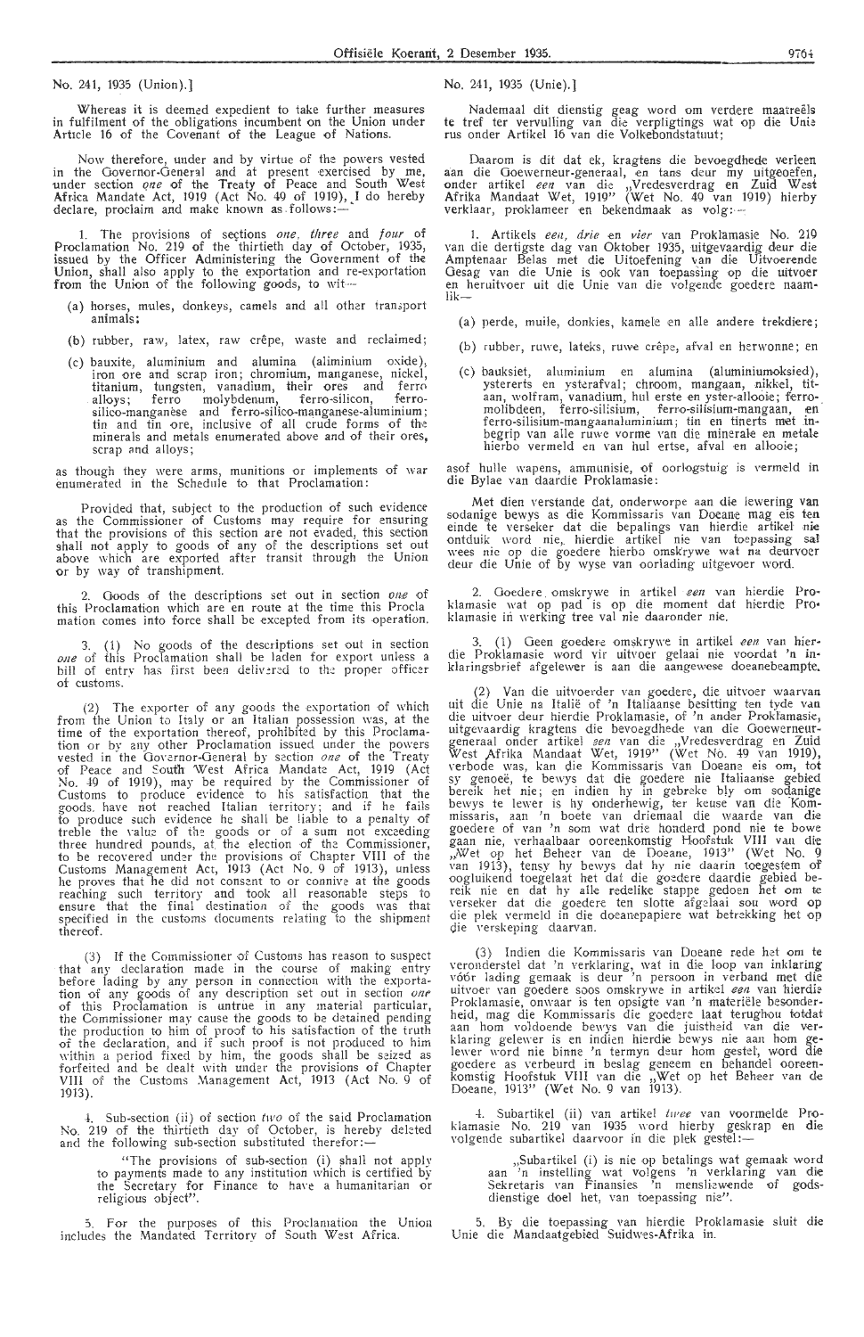No. 241, 1935 (Union).]

Whereas it is deemed expedient to take further measures in fulfilment of the obligations incumbent on the Union under Article 16 of the Covenant of the League of Nations.

Now therefore, under and by virtue of the powers vested in the Governor-General and at present exercised by me, under section *one* of the Treaty of Peace and South West Africa Mandate Act, 1919 (Act No. 49 of 1919), I do hereby declare, proclaim and make known as follows:—

1. The provisions of sections *one*, *three* and *four* of Proclamation No. 219 of the thirtieth day of October, 1935, issued by the Officer Administering the Government of the Union, shall also apply to the exportation and re-exportation from the Union of the following goods, to wit—

(a) horses, mules, donkeys, camels and all other transport animals;

(b) rubber, raw, latex, raw crêpe, waste and reclaimed;

(c) bauxite, aluminium and alumina (aliminium oxide), iron ore and scrap iron; chromium, manganese, nickel, titanium, tungsten, vanadium, their ores and ferro alloys; ferro molybdenum, ferro-silicon, ferro-silico-manganèse and ferro-silico-manganese-aluminium; tin and tin ore, inclusive of all crude forms of the minerals and metals enumerated above and of their ores, scrap and alloys;

as though they were arms, munitions or implements of war enumerated in the Schedule to that Proclamation:

Provided that, subject to the production of such evidence as the Commissioner of Customs may require for ensuring that the provisions of this section are not evaded, this section shall not apply to goods of any of the descriptions set out above which are exported after transit through the Union or by way of transhipment.

2. Goods of the descriptions set out in section *one* of this Proclamation which are en route at the time this Proclamation comes into force shall be excepted from its operation.

3. (1) No goods of the descriptions set out in section *one* of this Proclamation shall be laden for export unless a bill of entry has first been delivered to the proper officer of customs.

(2) The exporter of any goods the exportation of which from the Union to Italy or an Italian possession was, at the time of the exportation thereof, prohibited by this Proclamation or by any other Proclamation issued under the powers vested in the Governor-General by section *one* of the Treaty of Peace and South West Africa Mandate Act, 1919 (Act No. 49 of 1919), may be required by the Commissioner of Customs to produce evidence to his satisfaction that the goods have not reached Italian territory; and if he fails to produce such evidence he shall be liable to a penalty of treble the value of the goods or of a sum not exceeding three hundred pounds, at the election of the Commissioner, to be recovered under the provisions of Chapter VIII of the Customs Management Act, 1913 (Act No. 9 of 1913), unless he proves that he did not consent to or connive at the goods reaching such territory and took all reasonable steps to ensure that the final destination of the goods was that specified in the customs documents relating to the shipment thereof.

(3) If the Commissioner of Customs has reason to suspect that any declaration made in the course of making entry before lading by any person in connection with the exportation of any goods of any description set out in section *one* of this Proclamation is untrue in any material particular, the Commissioner may cause the goods to be detained pending the production to him of proof to his satisfaction of the truth of the declaration, and if such proof is not produced to him within a period fixed by him, the goods shall be seized as forfeited and be dealt with under the provisions of Chapter VIII of the Customs Management Act, 1913 (Act No. 9 of 1913).

4. Sub-section (ii) of section *two* of the said Proclamation No. 219 of the thirtieth day of October, is hereby deleted and the following sub-section substituted therefor:—

> "The provisions of sub-section (i) shall not apply to payments made to any institution which is certified by the Secretary for Finance to have a humanitarian or religious object".

5. For the purposes of this Proclamation the Union includes the Mandated Territory of South West Africa.

No. 241, 1935 (Unie).]

Nademaal dit dienstig geag word om verdere maatreëls te tref ter vervulling van die verpligtings wat op die Unie rus onder Artikel 16 van die Volkebondstatuut;

Daarom is dit dat ek, kragtens die bevoegdhede verleen aan die Goewerneur-generaal, en tans deur my uitgeoefen, onder artikel *een* van die „Vredesverdrag en Zuid West Afrika Mandaat Wet, 1919" (Wet No. 49 van 1919) hierby verklaar, proklameer en bekendmaak as volg:—

1. Artikels *een*, *drie* en *vier* van Proklamasie No. 219 van die dertigste dag van Oktober 1935, uitgevaardig deur die Amptenaar Belas met die Uitoefening van die Uitvoerende Gesag van die Unie is ook van toepassing op die uitvoer en heruitvoer uit die Unie van die volgende goedere naamlik—

(a) perde, muile, donkies, kamele en alle andere trekdiere;

(b) rubber, ruwe, lateks, ruwe crêpe, afval en herwonne; en

(c) bauksiet, aluminium en alumina (aluminiumoksied), ystererts en ysterafval; chroom, mangaan, nikkel, titaan, wolfram, vanadium, hul erste en yster-allooie; ferro-molibdeen, ferro-silisium, ferro-silisium-mangaan, en ferro-silisium-mangaanaluminium; tin en tinerts met inbegrip van alle ruwe vorme van die minerale en metale hierbo vermeld en van hul ertse, afval en allooie;

asof hulle wapens, ammunisie, of oorlogstuig is vermeld in die Bylae van daardie Proklamasie:

Met dien verstande dat, onderworpe aan die lewering van sodanige bewys as die Kommissaris van Doeane mag eis ten einde te verseker dat die bepalings van hierdie artikel nie ontduik word nie, hierdie artikel nie van toepassing sal wees nie op die goedere hierbo omskrywe wat na deurvoer deur die Unie of by wyse van oorlading uitgevoer word.

2. Goedere omskrywe in artikel *een* van hierdie Proklamasie wat op pad is op die moment dat hierdie Proklamasie in werking tree val nie daaronder nie.

3. (1) Geen goedere omskrywe in artikel *een* van hierdie Proklamasie word vir uitvoer gelaai nie voordat 'n inklaringsbrief afgelewer is aan die aangewese doeanebeampte.

(2) Van die uitvoerder van goedere, die uitvoer waarvan uit die Unie na Italië of 'n Italiaanse besitting ten tyde van die uitvoer deur hierdie Proklamasie, of 'n ander Proklamasie, uitgevaardig kragtens die bevoegdhede van die Goewerneur-generaal onder artikel *een* van die „Vredesverdrag en Zuid West Afrika Mandaat Wet, 1919" (Wet No. 49 van 1919), verbode was, kan die Kommissaris van Doeane eis om, tot sy genoeë, te bewys dat die goedere nie Italiaanse gebied bereik het nie; en indien hy in gebreke bly om sodanige bewys te lewer is hy onderhewig, ter keuse van die Kommissaris, aan 'n boete van driemaal die waarde van die goedere of van 'n som wat drie honderd pond nie te bowe gaan nie, verhaalbaar ooreenkomstig Hoofstuk VIII van die „Wet op het Beheer van de Doeane, 1913" (Wet No. 9 van 1913), tensy hy bewys dat hy nie daarin toegestem of oogluikend toegelaat het dat die goedere daardie gebied bereik nie en dat hy alle redelike stappe gedoen het om te verseker dat die goedere ten slotte afgelaai sou word op die plek vermeld in die doeanepapiere wat betrekking het op die verskeping daarvan.

(3) Indien die Kommissaris van Doeane rede het om te veronderstel dat 'n verklaring, wat in die loop van inklaring vóór lading gemaak is deur 'n persoon in verband met die uitvoer van goedere soos omskrywe in artikel *een* van hierdie Proklamasie, onwaar is ten opsigte van 'n materiële besonderheid, mag die Kommissaris die goedere laat terughou totdat aan hom voldoende bewys van die juistheid van die verklaring gelewer is en indien hierdie bewys nie aan hom gelewer word nie binne 'n termyn deur hom gestel, word die goedere as verbeurd in beslag geneem en behandel ooreenkomstig Hoofstuk VIII van die „Wet op het Beheer van de Doeane, 1913" (Wet No. 9 van 1913).

4. Subartikel (ii) van artikel *twee* van voormelde Proklamasie No. 219 van 1935 word hierby geskrap en die volgende subartikel daarvoor in die plek gestel:—

> „Subartikel (i) is nie op betalings wat gemaak word aan 'n instelling wat volgens 'n verklaring van die Sekretaris van Finansies 'n mensliewende of godsdienstige doel het, van toepassing nie".

5. By die toepassing van hierdie Proklamasie sluit die Unie die Mandaatgebied Suidwes-Afrika in.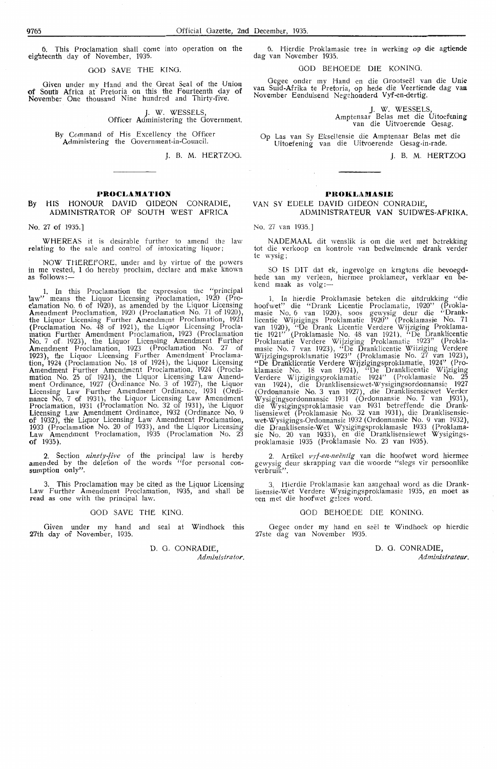6. This Proclamation shall come into operation on the eighteenth day of November, 1935.

GOD SAVE THE KING.

Given under my Hand and the Great Seal of the Union of South Africa at Pretoria on this the Fourteenth day of November One thousand Nine hundred and Thirty-five.

J. W. WESSELS,
Officer Administering the Government.

By Command of His Excellency the Officer Administering the Government-in-Council.

J. B. M. HERTZOG.

---

## PROCLAMATION

### By HIS HONOUR DAVID GIDEON CONRADIE, ADMINISTRATOR OF SOUTH WEST AFRICA

No. 27 of 1935.]

WHEREAS it is desirable further to amend the law relating to the sale and control of intoxicating liquor;

NOW THEREFORE, under and by virtue of the powers in me vested, I do hereby proclaim, declare and make known as follows:—

1. In this Proclamation the expression the "principal law" means the Liquor Licensing Proclamation, 1920 (Proclamation No. 6 of 1920), as amended by the Liquor Licensing Amendment Proclamation, 1920 (Proclamation No. 71 of 1920), the Liquor Licensing Further Amendment Proclamation, 1921 (Proclamation No. 48 of 1921), the Liquor Licensing Proclamation Further Amendment Proclamation, 1923 (Proclamation No. 7 of 1923), the Liquor Licensing Amendment Further Amendment Proclamation, 1923 (Proclamation No. 27 of 1923), the Liquor Licensing Further Amendment Proclamation, 1924 (Proclamation No. 18 of 1924), the Liquor Licensing Amendment Further Amendment Proclamation, 1924 (Proclamation No. 25 of 1924), the Liquor Licensing Law Amendment Ordinance, 1927 (Ordinance No. 3 of 1927), the Liquor Licensing Law Further Amendment Ordinance, 1931 (Ordinance No. 7 of 1931), the Liquor Licensing Law Amendment Proclamation, 1931 (Proclamation No. 32 of 1931), the Liquor Licensing Law Amendment Ordinance, 1932 (Ordinance No. 9 of 1932), the Liquor Licensing Law Amendment Proclamation, 1933 (Proclamation No. 20 of 1933), and the Liquor Licensing Law Amendment Proclamation, 1935 (Proclamation No. 23 of 1935).

2. Section *ninety-five* of the principal law is hereby amended by the deletion of the words "for personal consumption only".

3. This Proclamation may be cited as the Liquor Licensing Law Further Amendment Proclamation, 1935, and shall be read as one with the principal law.

GOD SAVE THE KING.

Given under my hand and seal at Windhoek this 27th day of November, 1935.

D. G. CONRADIE,
*Administrator.*

---

6. Hierdie Proklamasie tree in werking op die agtiende dag van November 1935.

GOD BEHOEDE DIE KONING.

Gegee onder my Hand en die Grootseël van die Unie van Suid-Afrika te Pretoria, op hede die Veertiende dag van November Eenduisend Negehonderd Vyf-en-dertig.

J. W. WESSELS,
Amptenaar Belas met die Uitoefening van die Uitvoerende Gesag.

Op Las van Sy Eksellensie die Amptenaar Belas met die Uitoefening van die Uitvoerende Gesag-in-rade.

J. B. M. HERTZOG

---

## PROKLAMASIE

### VAN SY EDELE DAVID GIDEON CONRADIE, ADMINISTRATEUR VAN SUIDWES-AFRIKA.

No. 27 van 1935.]

NADEMAAL dit wenslik is om die wet met betrekking tot die verkoop en kontrole van bedwelmende drank verder te wysig;

SO IS DIT dat ek, ingevolge en kragtens die bevoegdhede aan my verleen, hiermee proklameer, verklaar en bekend maak as volg:—

1. In hierdie Proklamasie beteken die uitdrukking "die hoofwet" die "Drank Licentie Proclamatie, 1920" (Proklamasie No. 6 van 1920), soos gewysig deur die "Dranklicentie Wijzigings Proklamatie 1920" (Proklamasie No. 71 van 1920), "De Drank Licentie Verdere Wijziging Proklamatie 1921" (Proklamasie No. 48 van 1921), "De Dranklicentie Proklamatie Verdere Wijziging Proklamatie 1923" (Proklamasie No. 7 van 1923), "De Dranklicentie Wijziging Verdere Wijzigingsproklamatie 1923" (Proklamasie No. 27 van 1923), "De Dranklicentie Verdere Wijzigingsproklamatie, 1924" (Proklamasie No. 18 van 1924), "De Dranklicentie Wijziging Verdere Wijzigingsproklamatie 1924" (Proklamasie No. 25 van 1924), die Dranklisensiewet-Wysigingsordonnansie 1927 (Ordonnansie No. 3 van 1927), die Dranklisensiewet Verder Wysigingsordonnansie 1931 (Ordonnansie No. 7 van 1931), die Wysigingsproklamasie van 1931 betreffende die Dranklisensiewet (Proklamasie No. 32 van 1931), die Dranklisensiewet-Wysigings-Ordonnansie 1932 (Ordonnansie No. 9 van 1932), die Dranklisensie-Wet Wysigingsproklamasie 1933 (Proklamasie No. 20 van 1933), en die Dranklisensiewet Wysigingsproklamasie 1935 (Proklamasie No. 23 van 1935).

2. Artikel *vyf-en-neëntig* van die hoofwet word hiermee gewysig deur skrapping van die woorde "slegs vir persoonlike verbruik".

3. Hierdie Proklamasie kan aangehaal word as die Dranklisensie-Wet Verdere Wysigingsproklamasie 1935, en moet as een met die hoofwet gelees word.

GOD BEHOEDE DIE KONING.

Gegee onder my hand en seël te Windhoek op hierdie 27ste dag van November 1935.

D. G. CONRADIE,
*Administrateur.*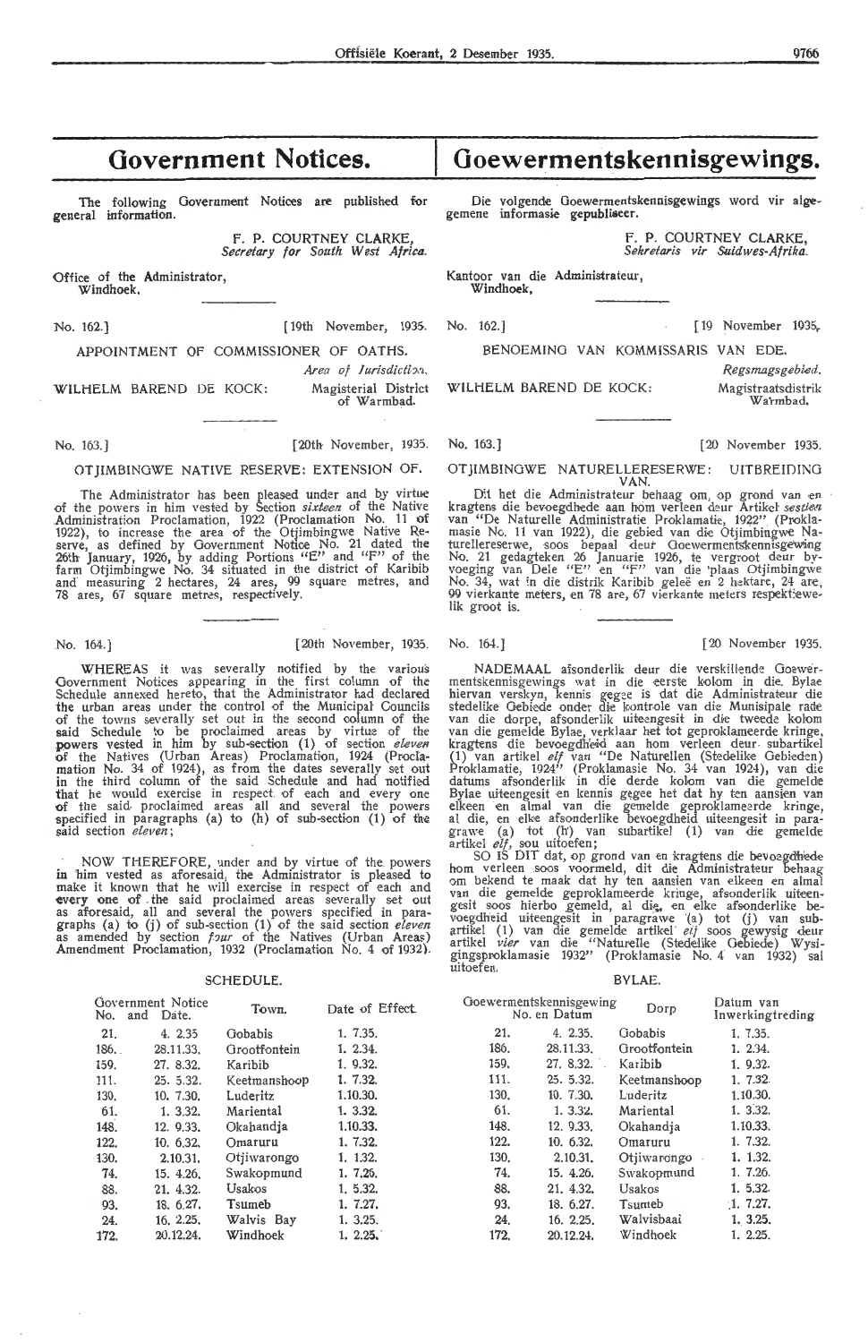# Government Notices.

The following Government Notices are published for general information.

F. P. COURTNEY CLARKE,
*Secretary for South West Africa.*

Office of the Administrator,
Windhoek.

No. 162.] [19th November, 1935.

APPOINTMENT OF COMMISSIONER OF OATHS.

*Area of Jurisdiction.*

WILHELM BAREND DE KOCK: Magisterial District of Warmbad.

No. 163.] [20th November, 1935.

OTJIMBINGWE NATIVE RESERVE: EXTENSION OF.

The Administrator has been pleased under and by virtue of the powers in him vested by Section *sixteen* of the Native Administration Proclamation, 1922 (Proclamation No. 11 of 1922), to increase the area of the Otjimbingwe Native Reserve, as defined by Government Notice No. 21 dated the 26th January, 1926, by adding Portions "E" and "F" of the farm Otjimbingwe No. 34 situated in the district of Karibib and measuring 2 hectares, 24 ares, 99 square metres, and 78 ares, 67 square metres, respectively.

No. 164.] [20th November, 1935.

WHEREAS it was severally notified by the various Government Notices appearing in the first column of the Schedule annexed hereto, that the Administrator had declared the urban areas under the control of the Municipal Councils of the towns severally set out in the second column of the said Schedule to be proclaimed areas by virtue of the powers vested in him by sub-section (1) of section *eleven* of the Natives (Urban Areas) Proclamation, 1924 (Proclamation No. 34 of 1924), as from the dates severally set out in the third column of the said Schedule and had notified that he would exercise in respect of each and every one of the said proclaimed areas all and several the powers specified in paragraphs (a) to (h) of sub-section (1) of the said section *eleven*;

NOW THEREFORE, under and by virtue of the powers in him vested as aforesaid, the Administrator is pleased to make it known that he will exercise in respect of each and every one of the said proclaimed areas severally set out as aforesaid, all and several the powers specified in paragraphs (a) to (j) of sub-section (1) of the said section *eleven* as amended by section *four* of the Natives (Urban Areas) Amendment Proclamation, 1932 (Proclamation No. 4 of 1932).

SCHEDULE.

| Government Notice No. | and Date. | Town. | Date of Effect. |
|---|---|---|---|
| 21. | 4. 2.35. | Gobabis | 1. 7.35. |
| 186. | 28.11.33. | Grootfontein | 1. 2.34. |
| 159. | 27. 8.32. | Karibib | 1. 9.32. |
| 111. | 25. 5.32. | Keetmanshoop | 1. 7.32. |
| 130. | 10. 7.30. | Luderitz | 1.10.30. |
| 61. | 1. 3.32. | Mariental | 1. 3.32. |
| 148. | 12. 9.33. | Okahandja | 1.10.33. |
| 122. | 10. 6.32. | Omaruru | 1. 7.32. |
| 130. | 2.10.31. | Otjiwarongo | 1. 1.32. |
| 74. | 15. 4.26. | Swakopmund | 1. 7.26. |
| 88. | 21. 4.32. | Usakos | 1. 5.32. |
| 93. | 18. 6.27. | Tsumeb | 1. 7.27. |
| 24. | 16. 2.25. | Walvis Bay | 1. 3.25. |
| 172. | 20.12.24. | Windhoek | 1. 2.25. |

# Goewermentskennisgewings.

Die volgende Goewermentskennisgewings word vir algemene informasie gepubliseer.

F. P. COURTNEY CLARKE,
*Sekretaris vir Suidwes-Afrika.*

Kantoor van die Administrateur,
Windhoek.

No. 162.] [19 November 1935.

BENOEMING VAN KOMMISSARIS VAN EDE.

*Regsmagsgebied.*

WILHELM BAREND DE KOCK: Magistraatsdistrik Warmbad.

No. 163.] [20 November 1935.

OTJIMBINGWE NATURELLERESERWE: UITBREIDING VAN.

Dit het die Administrateur behaag om, op grond van en kragtens die bevoegdhede aan hom verleen deur Artikel *sestien* van "De Naturelle Administratie Proklamatie, 1922" (Proklamasie No. 11 van 1922), die gebied van die Otjimbingwe Naturellereserwe, soos bepaal deur Goewermentskennisgewing No. 21 gedagteken 26 Januarie 1926, te vergroot deur byvoeging van Dele "E" en "F" van die plaas Otjimbingwe No. 34, wat in die distrik Karibib geleë en 2 hektare, 24 are, 99 vierkante meters, en 78 are, 67 vierkante meters respektiewelik groot is.

No. 164.] [20 November 1935.

NADEMAAL afsonderlik deur die verskillende Goewermentskennisgewings wat in die eerste kolom in die Bylae hiervan verskyn, kennis gegee is dat die Administrateur die stedelike Gebiede onder die kontrole van die Munisipale rade van die dorpe, afsonderlik uiteengesit in die tweede kolom van die gemelde Bylae, verklaar het tot geproklameerde kringe, kragtens die bevoegdheid aan hom verleen deur subartikel (1) van artikel *elf* van "De Naturellen (Stedelike Gebieden) Proklamatie, 1924" (Proklamasie No. 34 van 1924), van die datums afsonderlik in die derde kolom van die gemelde Bylae uiteengesit en kennis gegee het dat hy ten aansien van elkeen en almal van die gemelde geproklameerde kringe, al die, en elke afsonderlike bevoegdheid uiteengesit in paragrawe (a) tot (h) van subartikel (1) van die gemelde artikel *elf*, sou uitoefen;

SO IS DIT dat, op grond van en kragtens die bevoegdhede hom verleen soos voormeld, dit die Administrateur behaag om bekend te maak dat hy ten aansien van elkeen en almal van die gemelde geproklameerde kringe, afsonderlik uiteengesit soos hierbo gemeld, al die, en elke afsonderlike bevoegdheid uiteengesit in paragrawe (a) tot (j) van subartikel (1) van die gemelde artikel *elf* soos gewysig deur artikel *vier* van die "Naturelle (Stedelike Gebiede) Wysigingsproklamasie 1932" (Proklamasie No. 4 van 1932) sal uitoefen.

BYLAE.

| Goewermentskennisgewing No. | en Datum | Dorp | Datum van Inwerkingtreding |
|---|---|---|---|
| 21. | 4. 2.35. | Gobabis | 1. 7.35. |
| 186. | 28.11.33. | Grootfontein | 1. 2.34. |
| 159. | 27. 8.32. | Karibib | 1. 9.32. |
| 111. | 25. 5.32. | Keetmanshoop | 1. 7.32. |
| 130. | 10. 7.30. | Luderitz | 1.10.30. |
| 61. | 1. 3.32. | Mariental | 1. 3.32. |
| 148. | 12. 9.33. | Okahandja | 1.10.33. |
| 122. | 10. 6.32. | Omaruru | 1. 7.32. |
| 130. | 2.10.31. | Otjiwarongo | 1. 1.32. |
| 74. | 15. 4.26. | Swakopmund | 1. 7.26. |
| 88. | 21. 4.32. | Usakos | 1. 5.32. |
| 93. | 18. 6.27. | Tsumeb | 1. 7.27. |
| 24. | 16. 2.25. | Walvisbaai | 1. 3.25. |
| 172. | 20.12.24. | Windhoek | 1. 2.25. |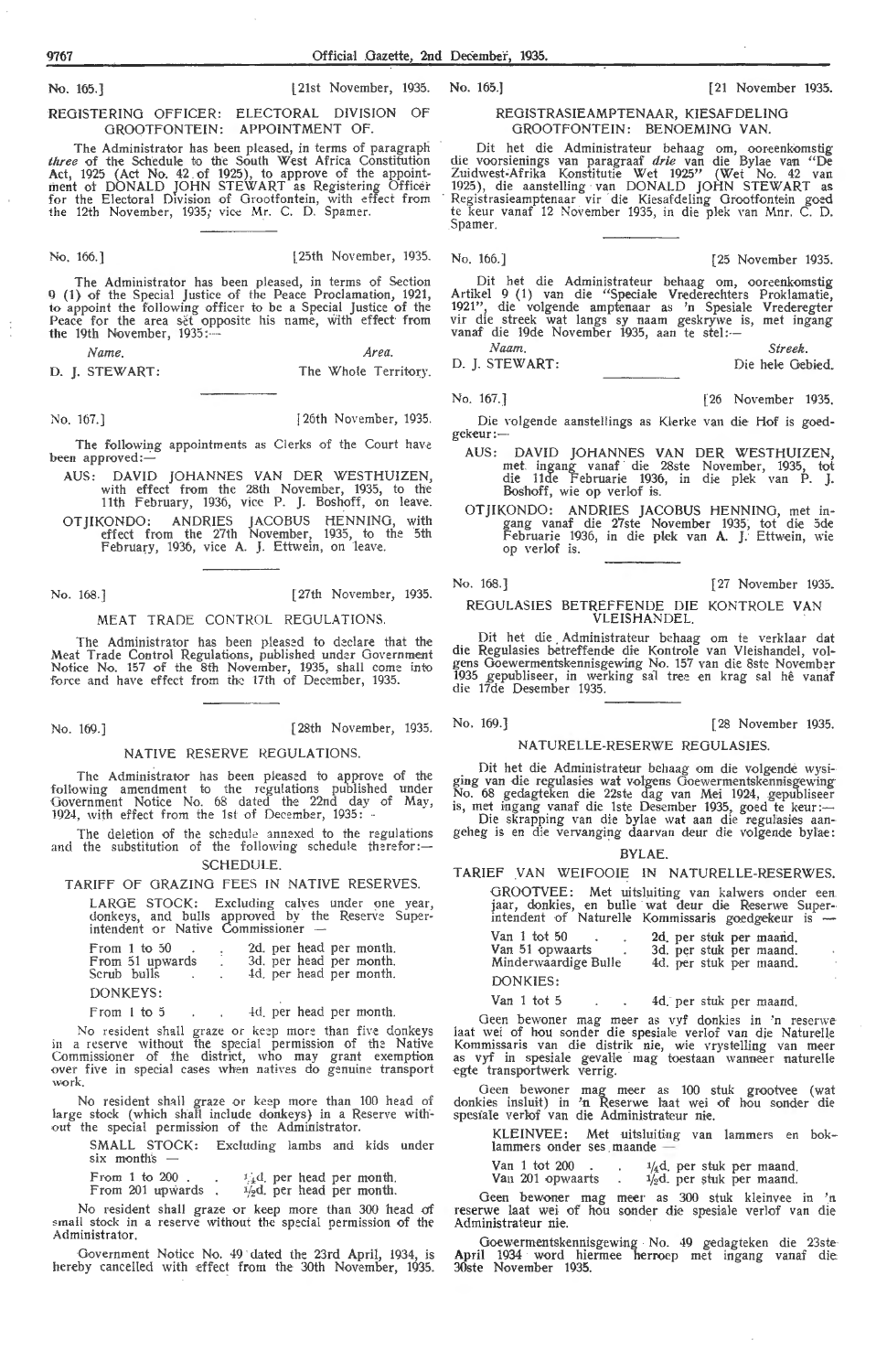No. 165.] [21st November, 1935.

## REGISTERING OFFICER: ELECTORAL DIVISION OF GROOTFONTEIN: APPOINTMENT OF.

The Administrator has been pleased, in terms of paragraph *three* of the Schedule to the South West Africa Constitution Act, 1925 (Act No. 42 of 1925), to approve of the appointment of DONALD JOHN STEWART as Registering Officer for the Electoral Division of Grootfontein, with effect from the 12th November, 1935, vice Mr. C. D. Spamer.

No. 166.] [25th November, 1935.

The Administrator has been pleased, in terms of Section 9 (1) of the Special Justice of the Peace Proclamation, 1921, to appoint the following officer to be a Special Justice of the Peace for the area set opposite his name, with effect from the 19th November, 1935:—

| *Name.* | *Area.* |
|---|---|
| D. J. STEWART: | The Whole Territory. |

No. 167.] [26th November, 1935.

The following appointments as Clerks of the Court have been approved:—

AUS: DAVID JOHANNES VAN DER WESTHUIZEN, with effect from the 28th November, 1935, to the 11th February, 1936, vice P. J. Boshoff, on leave.

OTJIKONDO: ANDRIES JACOBUS HENNING, with effect from the 27th November, 1935, to the 5th February, 1936, vice A. J. Ettwein, on leave.

No. 168.] [27th November, 1935.

## MEAT TRADE CONTROL REGULATIONS.

The Administrator has been pleased to declare that the Meat Trade Control Regulations, published under Government Notice No. 157 of the 8th November, 1935, shall come into force and have effect from the 17th of December, 1935.

No. 169.] [28th November, 1935.

## NATIVE RESERVE REGULATIONS.

The Administrator has been pleased to approve of the following amendment to the regulations published under Government Notice No. 68 dated the 22nd day of May, 1924, with effect from the 1st of December, 1935:—

The deletion of the schedule annexed to the regulations and the substitution of the following schedule therefor:—

### SCHEDULE.

### TARIFF OF GRAZING FEES IN NATIVE RESERVES.

LARGE STOCK: Excluding calves under one year, donkeys, and bulls approved by the Reserve Superintendent or Native Commissioner —

| | |
|---|---|
| From 1 to 50 | 2d. per head per month. |
| From 51 upwards | 3d. per head per month. |
| Scrub bulls | 4d. per head per month. |

DONKEYS:

| | |
|---|---|
| From 1 to 5 | 4d. per head per month. |

No resident shall graze or keep more than five donkeys in a reserve without the special permission of the Native Commissioner of the district, who may grant exemption over five in special cases when natives do genuine transport work.

No resident shall graze or keep more than 100 head of large stock (which shall include donkeys) in a Reserve without the special permission of the Administrator.

SMALL STOCK: Excluding lambs and kids under six months —

| | |
|---|---|
| From 1 to 200 | ¼d. per head per month. |
| From 201 upwards | ½d. per head per month. |

No resident shall graze or keep more than 300 head of small stock in a reserve without the special permission of the Administrator.

Government Notice No. 49 dated the 23rd April, 1934, is hereby cancelled with effect from the 30th November, 1935.

No. 165.] [21 November 1935.

## REGISTRASIEAMPTENAAR, KIESAFDELING GROOTFONTEIN: BENOEMING VAN.

Dit het die Administrateur behaag om, ooreenkomstig die voorsienings van paragraaf *drie* van die Bylae van "De Zuidwest-Afrika Konstitutie Wet 1925" (Wet No. 42 van 1925), die aanstelling van DONALD JOHN STEWART as Registrasieamptenaar vir die Kiesafdeling Grootfontein goed te keur vanaf 12 November 1935, in die plek van Mnr. C. D. Spamer.

No. 166.] [25 November 1935.

Dit het die Administrateur behaag om, ooreenkomstig Artikel 9 (1) van die "Speciale Vrederechters Proklamatie, 1921", die volgende amptenaar as 'n Spesiale Vrederegter vir die streek wat langs sy naam geskrywe is, met ingang vanaf die 19de November 1935, aan te stel:—

| *Naam.* | *Streek.* |
|---|---|
| D. J. STEWART: | Die hele Gebied. |

No. 167.] [26 November 1935.

Die volgende aanstellings as Klerke van die Hof is goedgekeur:—

AUS: DAVID JOHANNES VAN DER WESTHUIZEN, met ingang vanaf die 28ste November, 1935, tot die 11de Februarie 1936, in die plek van P. J. Boshoff, wie op verlof is.

OTJIKONDO: ANDRIES JACOBUS HENNING, met ingang vanaf die 27ste November 1935, tot die 5de Februarie 1936, in die plek van A. J. Ettwein, wie op verlof is.

No. 168.] [27 November 1935.

## REGULASIES BETREFFENDE DIE KONTROLE VAN VLEISHANDEL.

Dit het die Administrateur behaag om te verklaar dat die Regulasies betreffende die Kontrole van Vleishandel, volgens Goewermentskennisgewing No. 157 van die 8ste November 1935 gepubliseer, in werking sal tree en krag sal hê vanaf die 17de Desember 1935.

No. 169.] [28 November 1935.

## NATURELLE-RESERWE REGULASIES.

Dit het die Administrateur behaag om die volgende wysiging van die regulasies wat volgens Goewermentskennisgewing No. 68 gedateken die 22ste dag van Mei 1924, gepubliseer is, met ingang vanaf die 1ste Desember 1935, goed te keur:—

Die skrapping van die bylae wat aan die regulasies aangeheg is en die vervanging daarvan deur die volgende bylae:

### BYLAE.

### TARIEF VAN WEIFOOIE IN NATURELLE-RESERWES.

GROOTVEE: Met uitsluiting van kalwers onder een jaar, donkies, en bulle wat deur die Reserwe Superintendent of Naturelle Kommissaris goedgekeur is —

| | |
|---|---|
| Van 1 tot 50 | 2d. per stuk per maand. |
| Van 51 opwaarts | 3d. per stuk per maand. |
| Minderwaardige Bulle | 4d. per stuk per maand. |

DONKIES:

| | |
|---|---|
| Van 1 tot 5 | 4d. per stuk per maand. |

Geen bewoner mag meer as vyf donkies in 'n reserwe laat wei of hou sonder die spesiale verlof van die Naturelle Kommissaris van die distrik nie, wie vrystelling van meer as vyf in spesiale gevalle mag toestaan wanneer naturelle egte transportwerk verrig.

Geen bewoner mag meer as 100 stuk grootvee (wat donkies insluit) in 'n Reserwe laat wei of hou sonder die spesiale verlof van die Administrateur nie.

KLEINVEE: Met uitsluiting van lammers en boklammers onder ses maande —

| | |
|---|---|
| Van 1 tot 200 | ¼d. per stuk per maand. |
| Van 201 opwaarts | ½d. per stuk per maand. |

Geen bewoner mag meer as 300 stuk kleinvee in 'n reserwe laat wei of hou sonder die spesiale verlof van die Administrateur nie.

Goewermentskennisgewing No. 49 gedateken die 23ste April 1934 word hiermee herroep met ingang vanaf die 30ste November 1935.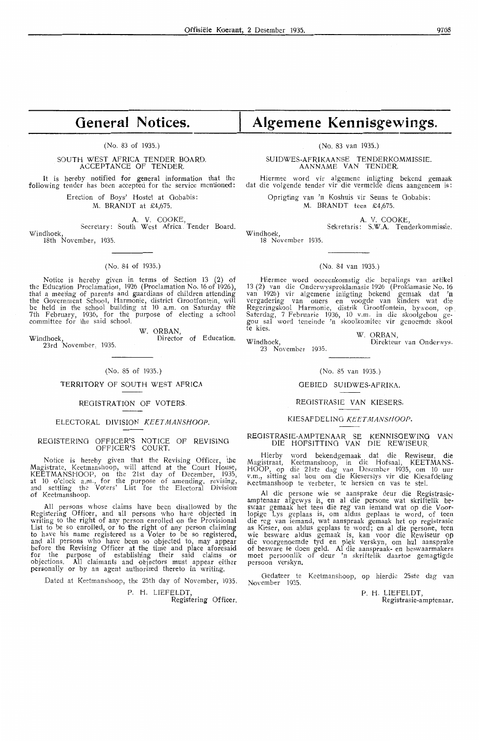# General Notices.

(No. 83 of 1935.)

SOUTH WEST AFRICA TENDER BOARD.
ACCEPTANCE OF TENDER.

It is hereby notified for general information that the following tender has been accepted for the service mentioned:

Erection of Boys' Hostel at Gobabis:
M. BRANDT at £4,675.

A. V. COOKE,
Secretary: South West Africa Tender Board.

Windhoek,
18th November, 1935.

---

(No. 84 of 1935.)

Notice is hereby given in terms of Section 13 (2) of the Education Proclamation, 1926 (Proclamation No. 16 of 1926), that a meeting of parents and guardians of children attending the Government School, Harmonie, district Grootfontein, will be held in the school building at 10 a.m. on Saturday the 7th February, 1936, for the purpose of electing a school committee for the said school.

W. ORBAN,
Director of Education.

Windhoek,
23rd November, 1935.

---

(No. 85 of 1935.)

TERRITORY OF SOUTH WEST AFRICA

REGISTRATION OF VOTERS.

ELECTORAL DIVISION *KEETMANSHOOP*.

REGISTERING OFFICER'S NOTICE OF REVISING OFFICER'S COURT.

Notice is hereby given that the Revising Officer, the Magistrate, Keetmanshoop, will attend at the Court House, KEETMANSHOOP, on the 21st day of December, 1935, at 10 o'clock a.m., for the purpose of amending, revising, and settling the Voters' List for the Electoral Division of Keetmanshoop.

All persons whose claims have been disallowed by the Registering Officer, and all persons who have objected in writing to the right of any person enrolled on the Provisional List to be so enrolled, or to the right of any person claiming to have his name registered as a Voter to be so registered, and all persons who have been so objected to, may appear before the Revising Officer at the time and place aforesaid for the purpose of establishing their said claims or objections. All claimants and objectors must appear either personally or by an agent authorized thereto in writing.

Dated at Keetmanshoop, the 25th day of November, 1935.

P. H. LIEFELDT,
Registering Officer.

# Algemene Kennisgewings.

(No. 83 van 1935.)

SUIDWES-AFRIKAANSE TENDERKOMMISSIE.
AANNAME VAN TENDER.

Hiermee word vir algemene inligting bekend gemaak dat die volgende tender vir die vermelde diens aangeneem is:

Oprigting van 'n Koshuis vir Seuns te Gobabis:
M. BRANDT teen £4,675.

A. V. COOKE,
Sekretaris: S.W.A. Tenderkommissie.

Windhoek,
18 November 1935.

---

(No. 84 van 1935.)

Hiermee word ooreenkomstig die bepalings van artikel 13 (2) van die Onderwysproklamasie 1926 (Proklamasie No. 16 van 1926) vir algemene inligting bekend gemaak dat 'n vergadering van ouers en voogde van kinders wat die Regeringskool Harmonie, distrik Grootfontein, bywoon, op Saterdag, 7 Februarie 1936, 10 v.m. in die skoolgebou gegou sal word teneinde 'n skoolkomitee vir genoemde skool te kies.

W. ORBAN,
Direkteur van Onderwys.

Windhoek,
23 November 1935.

---

(No. 85 van 1935.)

GEBIED SUIDWES-AFRIKA.

REGISTRASIE VAN KIESERS.

KIESAFDELING *KEETMANSHOOP*.

REGISTRASIE-AMPTENAAR SE KENNISGEWING VAN DIE HOFSITTING VAN DIE REWISEUR.

Hierby word bekendgemaak dat die Rewiseur, die Magistraat, Keetmanshoop, in die Hofsaal, KEETMANSHOOP, op die 21ste dag van Desember 1935, om 10 uur v.m., sitting sal hou om die Kieserslys vir die Kiesafdeling Keetmanshoop te verbeter, te hersien en vas te stel.

Al die persone wie se aansprake deur die Registrasie-amptenaar afgewys is, en al die persone wat skriftelik beswaar gemaak het teen die reg van iemand wat op die Voorlopige Lys geplaas is, om aldus geplaas te word, of teen die reg van iemand, wat aanspraak gemaak het op registrasie as Kieser, om aldus geplaas te word; en al die persone, teen wie besware aldus gemaak is, kan voor die Rewiseur op die voorgenoemde tyd en plek verskyn, om hul aansprake of besware te doen geld. Al die aanspraak- en beswaarmakers moet persoonlik of deur 'n skriftelik daartoe gemagtigde persoon verskyn.

Gedateer te Keetmanshoop, op hierdie 25ste dag van November 1935.

P. H. LIEFELDT,
Registrasie-amptenaar.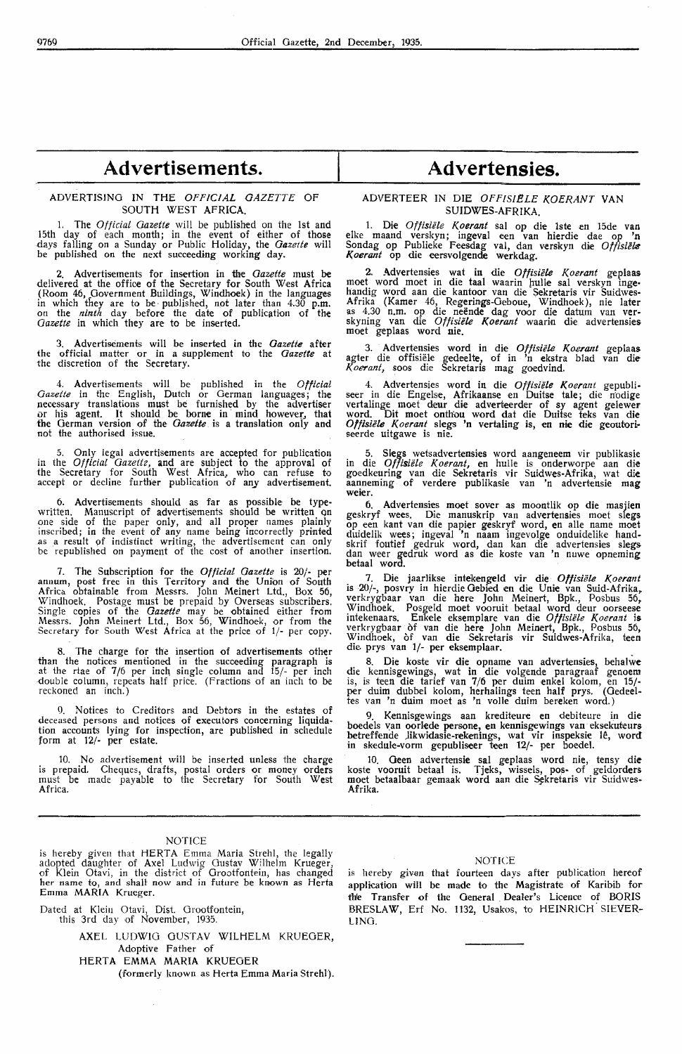# Advertisements.

## ADVERTISING IN THE *OFFICIAL GAZETTE* OF SOUTH WEST AFRICA.

1. The *Official Gazette* will be published on the 1st and 15th day of each month; in the event of either of those days falling on a Sunday or Public Holiday, the *Gazette* will be published on the next succeeding working day.

2. Advertisements for insertion in the *Gazette* must be delivered at the office of the Secretary for South West Africa (Room 46, Government Buildings, Windhoek) in the languages in which they are to be published, not later than 4.30 p.m. on the *ninth* day before the date of publication of the *Gazette* in which they are to be inserted.

3. Advertisements will be inserted in the *Gazette* after the official matter or in a supplement to the *Gazette* at the discretion of the Secretary.

4. Advertisements will be published in the *Official Gazette* in the English, Dutch or German languages; the necessary translations must be furnished by the advertiser or his agent. It should be borne in mind however, that the German version of the *Gazette* is a translation only and not the authorised issue.

5. Only legal advertisements are accepted for publication in the *Official Gazette*, and are subject to the approval of the Secretary for South West Africa, who can refuse to accept or decline further publication of any advertisement.

6. Advertisements should as far as possible be typewritten. Manuscript of advertisements should be written on one side of the paper only, and all proper names plainly inscribed; in the event of any name being incorrectly printed as a result of indistinct writing, the advertisement can only be republished on payment of the cost of another insertion.

7. The Subscription for the *Official Gazette* is 20/- per annum, post free in this Territory and the Union of South Africa obtainable from Messrs. John Meinert Ltd., Box 56, Windhoek. Postage must be prepaid by Overseas subscribers. Single copies of the *Gazette* may be obtained either from Messrs. John Meinert Ltd., Box 56, Windhoek, or from the Secretary for South West Africa at the price of 1/- per copy.

8. The charge for the insertion of advertisements other than the notices mentioned in the succeeding paragraph is at the rtae of 7/6 per inch single column and 15/- per inch double column, repeats half price. (Fractions of an inch to be reckoned an inch.)

9. Notices to Creditors and Debtors in the estates of deceased persons and notices of executors concerning liquidation accounts lying for inspection, are published in schedule form at 12/- per estate.

10. No advertisement will be inserted unless the charge is prepaid. Cheques, drafts, postal orders or money orders must be made payable to the Secretary for South West Africa.

# Advertensies.

## ADVERTEER IN DIE *OFFISIËLE KOERANT* VAN SUIDWES-AFRIKA.

1. Die *Offisiële Koerant* sal op die 1ste en 15de van elke maand verskyn; ingeval een van hierdie dae op 'n Sondag op Publieke Feesdag val, dan verskyn die *Offisiële Koerant* op die eersvolgende werkdag.

2. Advertensies wat in die *Offisiële Koerant* geplaas moet word moet in die taal waarin hulle sal verskyn ingehandig word aan die kantoor van die Sekretaris vir Suidwes-Afrika (Kamer 46, Regerings-Geboue, Windhoek), nie later as 4.30 n.m. op die neënde dag voor die datum van verskyning van die *Offisiële Koerant* waarin die advertensies moet geplaas word nie.

3. Advertensies word in die *Offisiële Koerant* geplaas agter die offisiële gedeelte, of in 'n ekstra blad van die *Koerant*, soos die Sekretaris mag goedvind.

4. Advertensies word in die *Offisiële Koerant* gepubliseer in die Engelse, Afrikaanse en Duitse tale; die nodige vertalinge moet deur die adverteerder of sy agent gelewer word. Dit moet onthou word dat die Duitse teks van die *Offisiële Koerant* slegs 'n vertaling is, en nie die geoutoriseerde uitgawe is nie.

5. Slegs wetsadvertensies word aangeneem vir publikasie in die *Offisiële Koerant*, en hulle is onderworpe aan die goedkeuring van die Sekretaris vir Suidwes-Afrika, wat die aanneming of verdere publikasie van 'n advertensie mag weier.

6. Advertensies moet sover as moontlik op die masjien geskryf wees. Die manuskrip van advertensies moet slegs op een kant van die papier geskryf word, en alle name moet duidelik wees; ingeval 'n naam ingevolge onduidelike handskrif foutief gedruk word, dan kan die advertensies slegs dan weer gedruk word as die koste van 'n nuwe opneming betaal word.

7. Die jaarlikse intekengeld vir die *Offisiële Koerant* is 20/-, posvry in hierdie Gebied en die Unie van Suid-Afrika, verkrygbaar van die here John Meinert, Bpk., Posbus 56, Windhoek. Posgeld moet vooruit betaal word deur oorseese intekenaars. Enkele eksemplare van die *Offisiële Koerant* is verkrygbaar òf van die here John Meinert, Bpk., Posbus 56, Windhoek, òf van die Sekretaris vir Suidwes-Afrika, teen die prys van 1/- per eksemplaar.

8. Die koste vir die opname van advertensies, behalwe die kennisgewings, wat in die volgende paragraaf genoem is, is teen die tarief van 7/6 per duim enkel kolom, en 15/- per duim dubbel kolom, herhalings teen half prys. (Gedeeltes van 'n duim moet as 'n volle duim bereken word.)

9. Kennisgewings aan krediteure en debiteure in die boedels van oorlede persone, en kennisgewings van eksekuteurs betreffende likwidasie-rekenings, wat vir inspeksie lê, word in skedule-vorm gepubliseer teen 12/- per boedel.

10. Geen advertensie sal geplaas word nie, tensy die koste vooruit betaal is. Tjeks, wissels, pos- of geldorders moet betaalbaar gemaak word aan die Sekretaris vir Suidwes-Afrika.

---

NOTICE

is hereby given that HERTA Emma Maria Strehl, the legally adopted daughter of Axel Ludwig Gustav Wilhelm Krueger, of Klein Otavi, in the district of Grootfontein, has changed her name to, and shall now and in future be known as Herta Emma MARIA Krueger.

Dated at Klein Otavi, Dist. Grootfontein,
this 3rd day of November, 1935.

AXEL LUDWIG GUSTAV WILHELM KRUEGER,
Adoptive Father of
HERTA EMMA MARIA KRUEGER
(formerly known as Herta Emma Maria Strehl).

NOTICE

is hereby given that fourteen days after publication hereof application will be made to the Magistrate of Karibib for the Transfer of the General Dealer's Licence of BORIS BRESLAW, Erf No. 1132, Usakos, to HEINRICH SIEVERLING.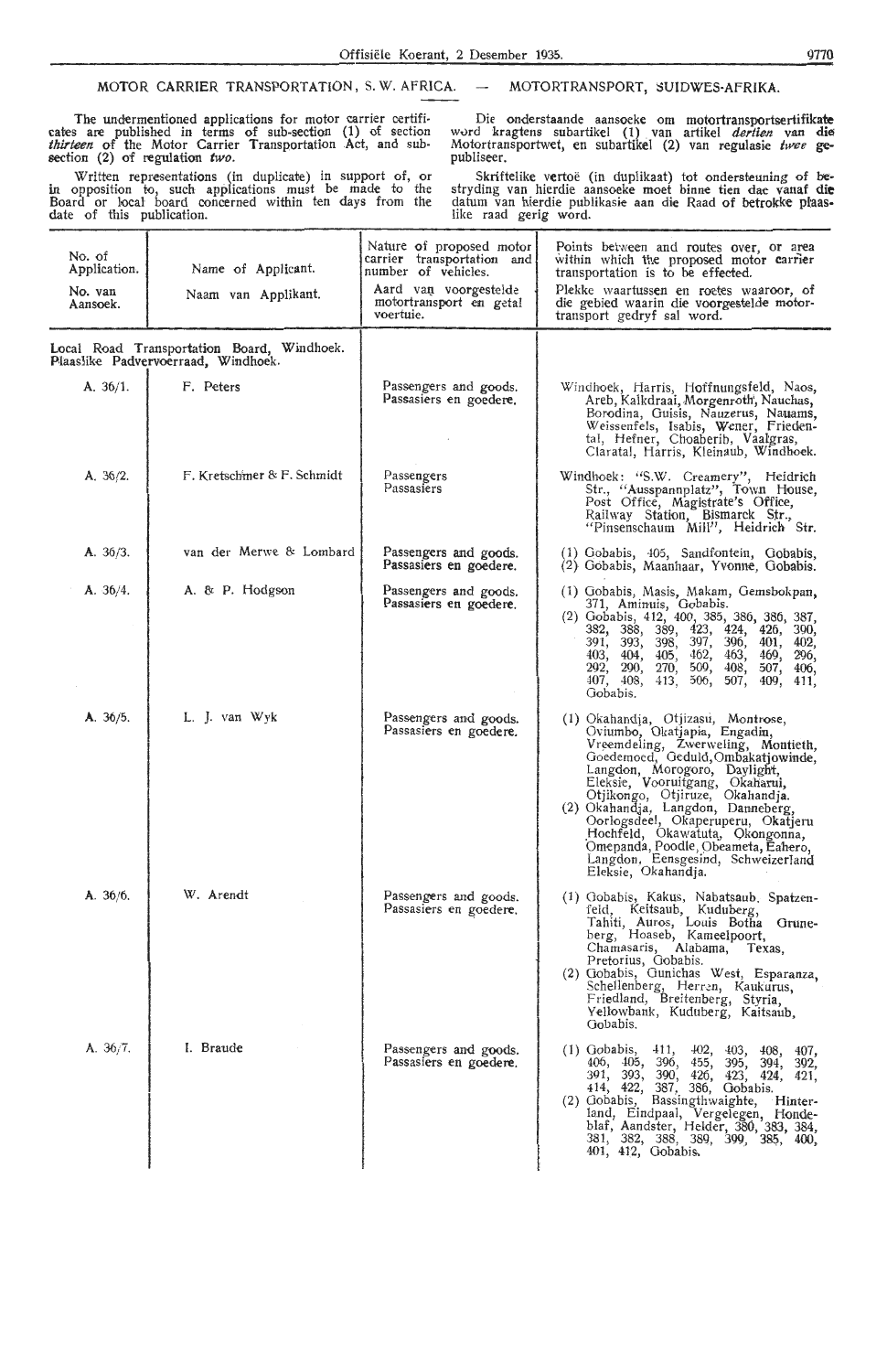## MOTOR CARRIER TRANSPORTATION, S. W. AFRICA. — MOTORTRANSPORT, SUIDWES-AFRIKA.

The undermentioned applications for motor carrier certificates are published in terms of sub-section (1) of section *thirteen* of the Motor Carrier Transportation Act, and subsection (2) of regulation *two*.

Written representations (in duplicate) in support of, or in opposition to, such applications must be made to the Board or local board concerned within ten days from the date of this publication.

Die onderstaande aansoeke om motortransportsertifikate word kragtens subartikel (1) van artikel *dertien* van die Motortransportwet, en subartikel (2) van regulasie *twee* gepubliseer.

Skriftelike vertoë (in duplikaat) tot ondersteuning of bestryding van hierdie aansoeke moet binne tien dae vanaf die datum van hierdie publikasie aan die Raad of betrokke plaaslike raad gerig word.

| No. of Application. / No. van Aansoek. | Name of Applicant. / Naam van Applikant. | Nature of proposed motor carrier transportation and number of vehicles. / Aard van voorgestelde motortransport en getal voertuie. | Points between and routes over, or area within which the proposed motor carrier transportation is to be effected. / Plekke waartussen en roetes waaroor, of die gebied waarin die voorgestelde motortransport gedryf sal word. |
|---|---|---|---|
| **Local Road Transportation Board, Windhoek. Plaaslike Padvervoerraad, Windhoek.** | | | |
| A. 36/1. | F. Peters | Passengers and goods. Passasiers en goedere. | Windhoek, Harris, Hoffnungsfeld, Naos, Areb, Kalkdraai, Morgenroth, Nauchas, Borodina, Guisis, Nauzerus, Nauams, Weissenfels, Isabis, Wener, Friedental, Hefner, Choaberib, Vaalgras, Claratal, Harris, Kleinaub, Windhoek. |
| A. 36/2. | F. Kretschmer & F. Schmidt | Passengers Passasiers | Windhoek: "S.W. Creamery", Heidrich Str., "Ausspannplatz", Town House, Post Office, Magistrate's Office, Railway Station, Bismarck Str., "Pinsenschaum Mill", Heidrich Str. |
| A. 36/3. | van der Merwe & Lombard | Passengers and goods. Passasiers en goedere. | (1) Gobabis, 405, Sandfontein, Gobabis, (2) Gobabis, Maanhaar, Yvonne, Gobabis. |
| A. 36/4. | A. & P. Hodgson | Passengers and goods. Passasiers en goedere. | (1) Gobabis, Masis, Makam, Gemsbokpan, 371, Aminuis, Gobabis. (2) Gobabis, 412, 400, 385, 386, 386, 387, 382, 388, 389, 423, 424, 426, 390, 391, 393, 398, 397, 396, 401, 402, 403, 404, 405, 462, 463, 469, 296, 292, 290, 270, 509, 408, 507, 406, 407, 408, 413, 506, 507, 409, 411, Gobabis. |
| A. 36/5. | L. J. van Wyk | Passengers and goods. Passasiers en goedere. | (1) Okahandja, Otjizasu, Montrose, Oviumbo, Okatjapia, Engadin, Vreemdeling, Zwerweling, Montieth, Goedemoed, Geduld, Ombakatjowinde, Langdon, Morogoro, Daylight, Eleksie, Vooruitgang, Okaharui, Otjikongo, Otjiruze, Okahandja. (2) Okahandja, Langdon, Danneberg, Oorlogsdeel, Okaperuperu, Okatjeru Hochfeld, Okawatuta, Okongonna, Omepanda, Poodle, Obeameta, Eahero, Langdon, Eensgesind, Schweizerland Eleksie, Okahandja. |
| A. 36/6. | W. Arendt | Passengers and goods. Passasiers en goedere. | (1) Gobabis, Kakus, Nabatsaub, Spatzenfeld, Keitsaub, Kuduberg, Tahiti, Auros, Louis Botha Gruneberg, Hoaseb, Kameelpoort, Chamasaris, Alabama, Texas, Pretorius, Gobabis. (2) Gobabis, Gunichas West, Esparanza, Schellenberg, Herren, Kaukurus, Friedland, Breitenberg, Styria, Yellowbank, Kuduberg, Kaitsaub, Gobabis. |
| A. 36/7. | I. Braude | Passengers and goods. Passasiers en goedere. | (1) Gobabis, 411, 402, 403, 408, 407, 406, 405, 396, 455, 395, 394, 392, 391, 393, 390, 426, 423, 424, 421, 414, 422, 387, 386, Gobabis. (2) Gobabis, Bassingthwaighte, Hinterland, Eindpaal, Vergelegen, Hondeblaf, Aandster, Helder, 380, 383, 384, 381, 382, 388, 389, 399, 385, 400, 401, 412, Gobabis. |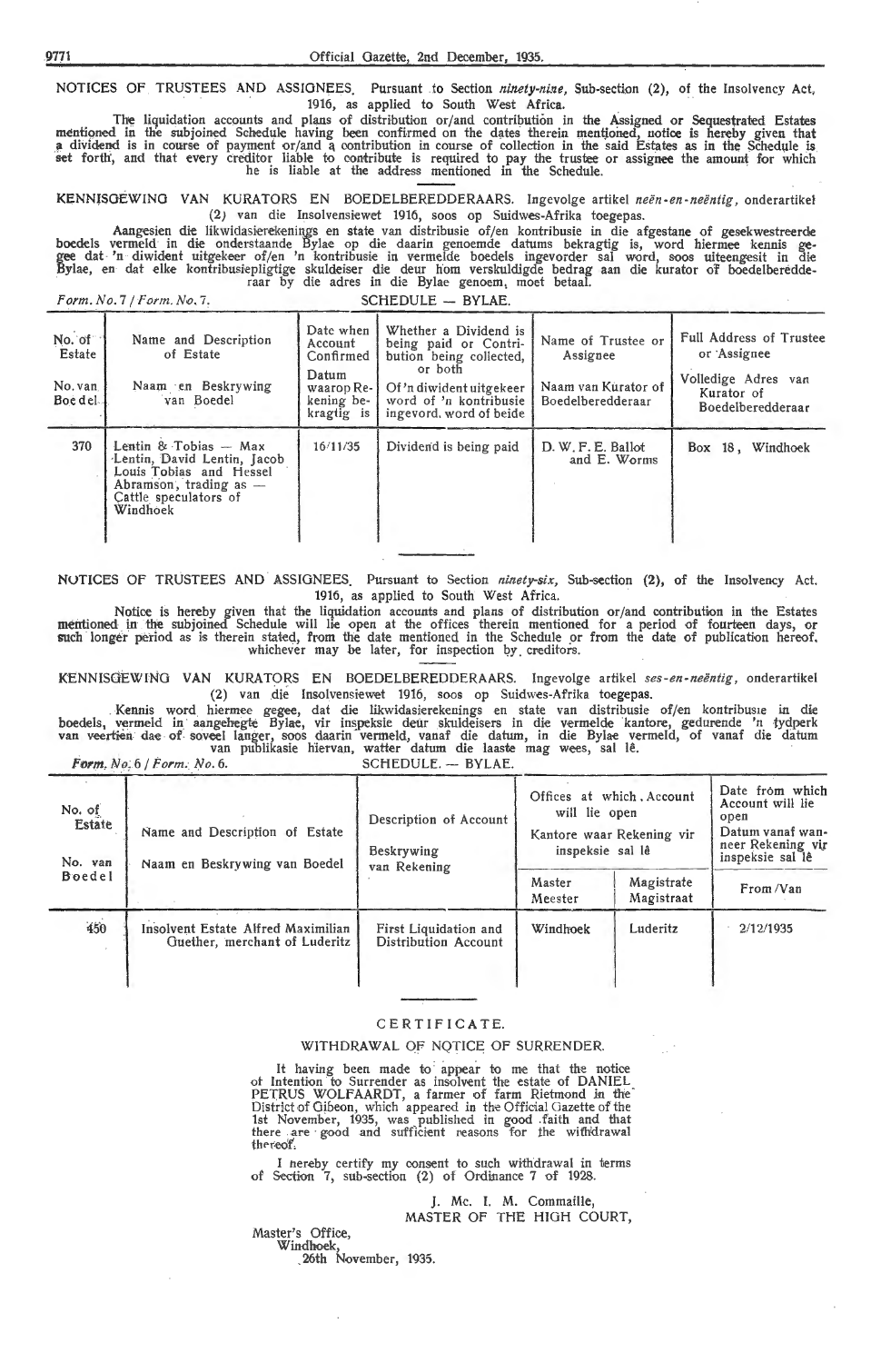NOTICES OF TRUSTEES AND ASSIGNEES. Pursuant to Section *ninety-nine*, Sub-section (2), of the Insolvency Act, 1916, as applied to South West Africa.

The liquidation accounts and plans of distribution or/and contribution in the Assigned or Sequestrated Estates mentioned in the subjoined Schedule having been confirmed on the dates therein mentioned, notice is hereby given that a dividend is in course of payment or/and a contribution in course of collection in the said Estates as in the Schedule is set forth, and that every creditor liable to contribute is required to pay the trustee or assignee the amount for which he is liable at the address mentioned in the Schedule.

KENNISGEWING VAN KURATORS EN BOEDELBEREDDERAARS. Ingevolge artikel *neën-en-neëntig*, onderartikel (2) van die Insolvensiewet 1916, soos op Suidwes-Afrika toegepas.

Aangesien die likwidasierekenings en state van distribusie of/en kontribusie in die afgestane of gesekwestreerde boedels vermeld in die onderstaande Bylae op die daarin genoemde datums bekragtig is, word hiermee kennis gegee dat 'n diwident uitgekeer of/en 'n kontribusie in vermelde boedels ingevorder sal word, soos uiteengesit in die Bylae, en dat elke kontribusiepligtige skuldeiser die deur hom verskuldigde bedrag aan die kurator of boedelberedderaar by die adres in die Bylae genoem, moet betaal.

*Form. No. 7 / Form. No. 7.* SCHEDULE — BYLAE.

| No. of Estate / No. van Boedel | Name and Description of Estate / Naam en Beskrywing van Boedel | Date when Account Confirmed / Datum waarop Rekening bekragtig is | Whether a Dividend is being paid or Contribution being collected, or both / Of 'n diwident uitgekeer word of 'n kontribusie ingevord, word of beide | Name of Trustee or Assignee / Naam van Kurator of Boedelberedderaar | Full Address of Trustee or Assignee / Volledige Adres van Kurator of Boedelberedderaar |
|---|---|---|---|---|---|
| 370 | Lentin & Tobias — Max Lentin, David Lentin, Jacob Louis Tobias and Hessel Abramson, trading as — Cattle speculators of Windhoek | 16/11/35 | Dividend is being paid | D. W. F. E. Ballot and E. Worms | Box 18, Windhoek |

NOTICES OF TRUSTEES AND ASSIGNEES. Pursuant to Section *ninety-six*, Sub-section (2), of the Insolvency Act, 1916, as applied to South West Africa.

Notice is hereby given that the liquidation accounts and plans of distribution or/and contribution in the Estates mentioned in the subjoined Schedule will lie open at the offices therein mentioned for a period of fourteen days, or such longer period as is therein stated, from the date mentioned in the Schedule or from the date of publication hereof, whichever may be later, for inspection by creditors.

KENNISGEWING VAN KURATORS EN BOEDELBEREDDERAARS. Ingevolge artikel *ses-en-neëntig*, onderartikel (2) van die Insolvensiewet 1916, soos op Suidwes-Afrika toegepas.

Kennis word hiermee gegee, dat die likwidasierekenings en state van distribusie of/en kontribusie in die boedels, vermeld in aangehegte Bylae, vir inspeksie deur skuldeisers in die vermelde kantore, gedurende 'n tydperk van veertien dae of soveel langer, soos daarin vermeld, vanaf die datum, in die Bylae vermeld, of vanaf die datum van publikasie hiervan, watter datum die laaste mag wees, sal lê.

*Form. No. 6 / Form. No. 6.* SCHEDULE. — BYLAE.

| No. of Estate / No. van Boedel | Name and Description of Estate / Naam en Beskrywing van Boedel | Description of Account / Beskrywing van Rekening | Offices at which Account will lie open / Kantore waar Rekening vir inspeksie sal lê | | Date from which Account will lie open / Datum vanaf wanneer Rekening vir inspeksie sal lê |
|---|---|---|---|---|---|
| | | | Master / Meester | Magistrate / Magistraat | From / Van |
| 450 | Insolvent Estate Alfred Maximilian Guether, merchant of Luderitz | First Liquidation and Distribution Account | Windhoek | Luderitz | 2/12/1935 |

## CERTIFICATE.

### WITHDRAWAL OF NOTICE OF SURRENDER.

It having been made to appear to me that the notice of Intention to Surrender as insolvent the estate of DANIEL PETRUS WOLFAARDT, a farmer of farm Rietmond in the District of Gibeon, which appeared in the Official Gazette of the 1st November, 1935, was published in good faith and that there are good and sufficient reasons for the withdrawal thereof.

I hereby certify my consent to such withdrawal in terms of Section 7, sub-section (2) of Ordinance 7 of 1928.

J. Mc. I. M. Commaille,
MASTER OF THE HIGH COURT,

Master's Office,
Windhoek,
26th November, 1935.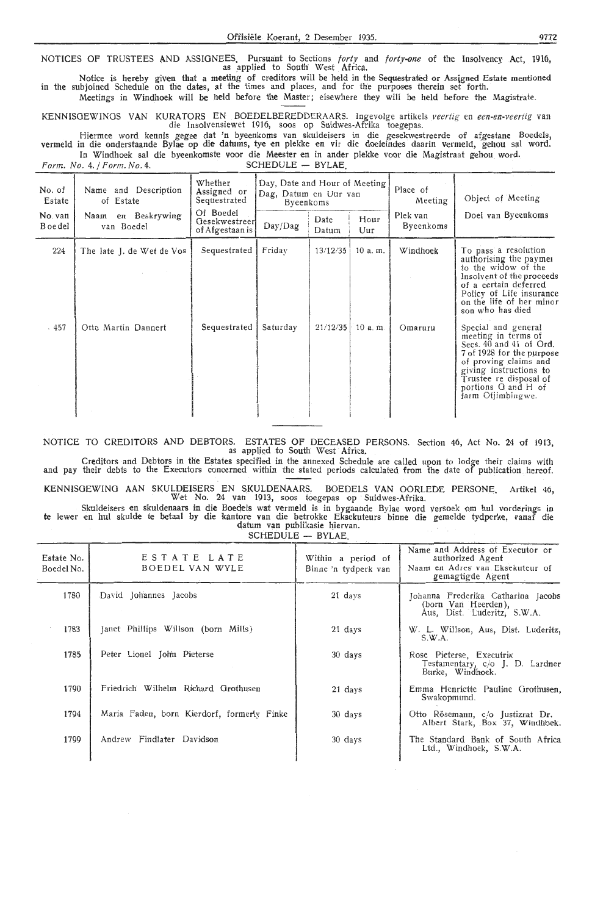NOTICES OF TRUSTEES AND ASSIGNEES. Pursuant to Sections *forty* and *forty-one* of the Insolvency Act, 1916, as applied to South West Africa.

Notice is hereby given that a meeting of creditors will be held in the Sequestrated or Assigned Estate mentioned in the subjoined Schedule on the dates, at the times and places, and for the purposes therein set forth.

Meetings in Windhoek will be held before the Master; elsewhere they will be held before the Magistrate.

KENNISGEWINGS VAN KURATORS EN BOEDELBEREDDERAARS. Ingevolge artikels *veertig* en *een-en-veertig* van die Insolvensiewet 1916, soos op Suidwes-Afrika toegepas.

Hiermee word kennis gegee dat 'n byeenkoms van skuldeisers in die gesekwestreerde of afgestane Boedels, vermeld in die onderstaande Bylae op die datums, tye en plekke en vir die doeleindes daarin vermeld, gehou sal word.

In Windhoek sal die byeenkomste voor die Meester en in ander plekke voor die Magistraat gehou word.

*Form. No.* 4. / *Form. No.* 4. SCHEDULE — BYLAE.

| No. of Estate / No. van Boedel | Name and Description of Estate / Naam en Beskrywing van Boedel | Whether Assigned or Sequestrated / Of Boedel Gesekwestreer of Afgestaan is | Day, Date and Hour of Meeting / Dag, Datum en Uur van Byeenkoms | | | Place of Meeting / Plek van Byeenkoms | Object of Meeting / Doel van Byeenkoms |
|---|---|---|---|---|---|---|---|
| | | | Day/Dag | Date / Datum | Hour / Uur | | |
| 224 | The late J. de Wet de Vos | Sequestrated | Friday | 13/12/35 | 10 a. m. | Windhoek | To pass a resolution authorising the paymei to the widow of the Insolvent of the proceeds of a certain deferred Policy of Life insurance on the life of her minor son who has died |
| 457 | Otto Martin Dannert | Sequestrated | Saturday | 21/12/35 | 10 a. m | Omaruru | Special and general meeting in terms of Secs. 40 and 41 of Ord. 7 of 1928 for the purpose of proving claims and giving instructions to Trustee re disposal of portions G and H of farm Otjimbingwe. |

NOTICE TO CREDITORS AND DEBTORS. ESTATES OF DECEASED PERSONS. Section 46, Act No. 24 of 1913, as applied to South West Africa.

Creditors and Debtors in the Estates specified in the annexed Schedule are called upon to lodge their claims with and pay their debts to the Executors concerned within the stated periods calculated from the date of publication hereof.

KENNISGEWING AAN SKULDEISERS EN SKULDENAARS. BOEDELS VAN OORLEDE PERSONE. Artikel 46, Wet No. 24 van 1913, soos toegepas op Suidwes-Afrika.

Skuldeisers en skuldenaars in die Boedels wat vermeld is in bygaande Bylae word versoek om hul vorderings in te lewer en hul skulde te betaal by die kantore van die betrokke Eksekuteurs binne die gemelde tydperke, vanaf die datum van publikasie hiervan.

SCHEDULE — BYLAE.

| Estate No. / Boedel No. | ESTATE LATE / BOEDEL VAN WYLE | Within a period of / Binne 'n tydperk van | Name and Address of Executor or authorized Agent / Naam en Adres van Eksekuteur of gemagtigde Agent |
|---|---|---|---|
| 1780 | David Johannes Jacobs | 21 days | Johanna Frederika Catharina Jacobs (born Van Heerden), Aus, Dist. Luderitz, S.W.A. |
| 1783 | Janet Phillips Willson (born Mills) | 21 days | W. L. Willson, Aus, Dist. Luderitz, S.W.A. |
| 1785 | Peter Lionel John Pieterse | 30 days | Rose Pieterse, Executrix Testamentary, c/o J. D. Lardner Burke, Windhoek. |
| 1790 | Friedrich Wilhelm Richard Grothusen | 21 days | Emma Henriette Pauline Grothusen, Swakopmund. |
| 1794 | Maria Faden, born Kierdorf, formerly Finke | 30 days | Otto Rösemann, c/o Justizrat Dr. Albert Stark, Box 37, Windhoek. |
| 1799 | Andrew Findlater Davidson | 30 days | The Standard Bank of South Africa Ltd., Windhoek, S.W.A. |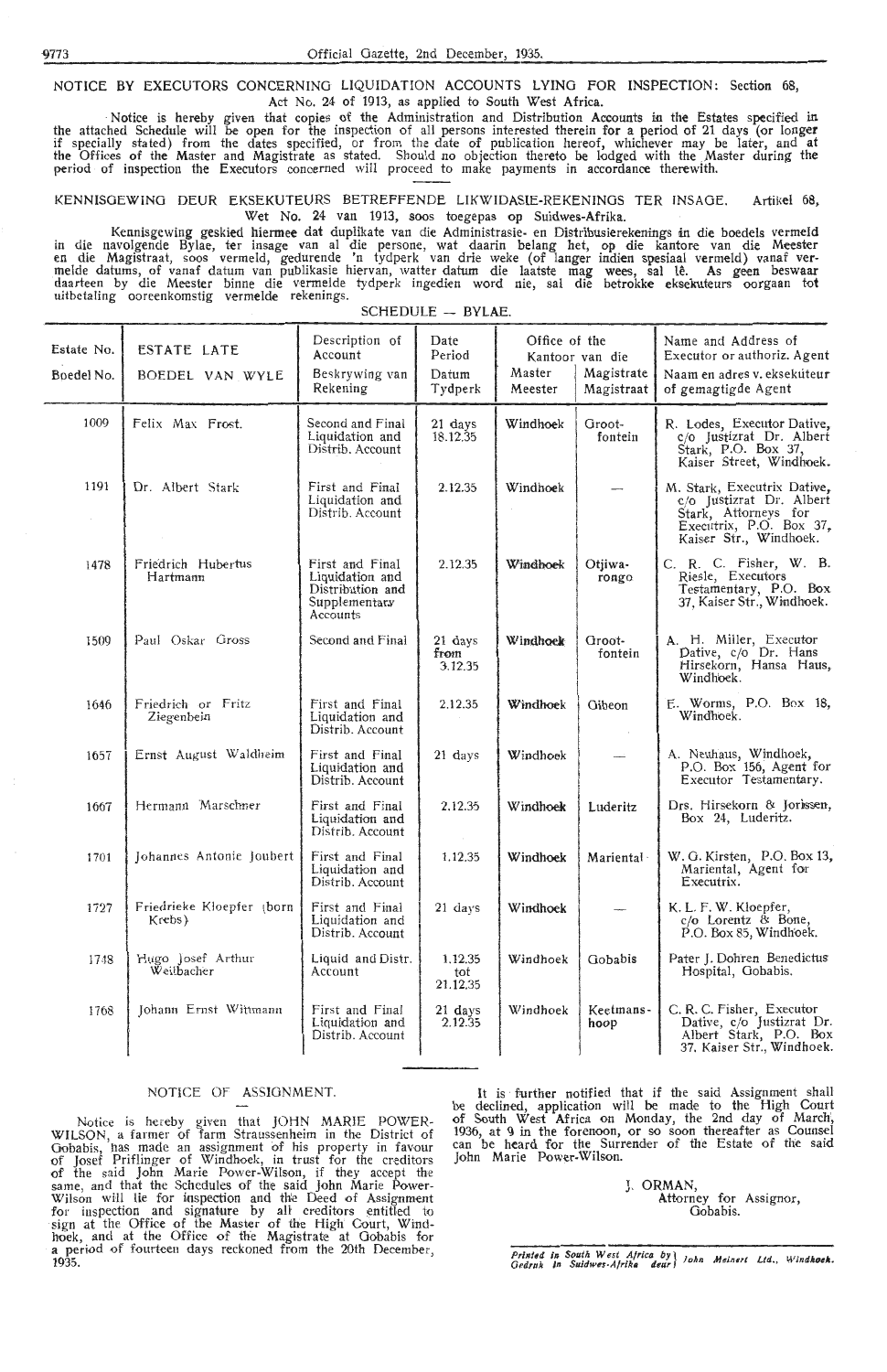NOTICE BY EXECUTORS CONCERNING LIQUIDATION ACCOUNTS LYING FOR INSPECTION: Section 68, Act No. 24 of 1913, as applied to South West Africa.

Notice is hereby given that copies of the Administration and Distribution Accounts in the Estates specified in the attached Schedule will be open for the inspection of all persons interested therein for a period of 21 days (or longer if specially stated) from the dates specified, or from the date of publication hereof, whichever may be later, and at the Offices of the Master and Magistrate as stated. Should no objection thereto be lodged with the Master during the period of inspection the Executors concerned will proceed to make payments in accordance therewith.

KENNISGEWING DEUR EKSEKUTEURS BETREFFENDE LIKWIDASIE-REKENINGS TER INSAGE. Artikel 68, Wet No. 24 van 1913, soos toegepas op Suidwes-Afrika.

Kennisgewing geskied hiermee dat duplikate van die Administrasie- en Distribusierekenings in die boedels vermeld in die navolgende Bylae, ter insage van al die persone, wat daarin belang het, op die kantore van die Meester en die Magistraat, soos vermeld, gedurende 'n tydperk van drie weke (of langer indien spesiaal vermeld) vanaf vermelde datums, of vanaf datum van publikasie hiervan, watter datum die laatste mag wees, sal lê. As geen beswaar daarteen by die Meester binne die vermelde tydperk ingedien word nie, sal die betrokke eksekuteurs oorgaan tot uitbetaling ooreenkomstig vermelde rekenings.

SCHEDULE — BYLAE.

| Estate No. / Boedel No. | ESTATE LATE / BOEDEL VAN WYLE | Description of Account / Beskrywing van Rekening | Date Period / Datum Tydperk | Office of the / Kantoor van die Master / Meester | Magistrate / Magistraat | Name and Address of Executor or authoriz. Agent / Naam en adres v. eksekuteur of gemagtigde Agent |
|---|---|---|---|---|---|---|
| 1009 | Felix Max Frost. | Second and Final Liquidation and Distrib. Account | 21 days 18.12.35 | Windhoek | Grootfontein | R. Lodes, Executor Dative, c/o Justizrat Dr. Albert Stark, P.O. Box 37, Kaiser Street, Windhoek. |
| 1191 | Dr. Albert Stark | First and Final Liquidation and Distrib. Account | 2.12.35 | Windhoek | — | M. Stark, Executrix Dative, c/o Justizrat Dr. Albert Stark, Attorneys for Executrix, P.O. Box 37, Kaiser Str., Windhoek. |
| 1478 | Friedrich Hubertus Hartmann | First and Final Liquidation and Distribution and Supplementary Accounts | 2.12.35 | Windhoek | Otjiwarongo | C. R. C. Fisher, W. B. Riesle, Executors Testamentary, P.O. Box 37, Kaiser Str., Windhoek. |
| 1509 | Paul Oskar Gross | Second and Final | 21 days from 3.12.35 | Windhoek | Grootfontein | A. H. Miller, Executor Dative, c/o Dr. Hans Hirsekorn, Hansa Haus, Windhoek. |
| 1646 | Friedrich or Fritz Ziegenbein | First and Final Liquidation and Distrib. Account | 2.12.35 | Windhoek | Gibeon | E. Worms, P.O. Box 18, Windhoek. |
| 1657 | Ernst August Waldheim | First and Final Liquidation and Distrib. Account | 21 days | Windhoek | — | A. Neuhaus, Windhoek, P.O. Box 156, Agent for Executor Testamentary. |
| 1667 | Hermann Marschner | First and Final Liquidation and Distrib. Account | 2.12.35 | Windhoek | Luderitz | Drs. Hirsekorn & Jorissen, Box 24, Luderitz. |
| 1701 | Johannes Antonie Joubert | First and Final Liquidation and Distrib. Account | 1.12.35 | Windhoek | Mariental | W. G. Kirsten, P.O. Box 13, Mariental, Agent for Executrix. |
| 1727 | Friedrieke Kloepfer (born Krebs) | First and Final Liquidation and Distrib. Account | 21 days | Windhoek | — | K. L. F. W. Kloepfer, c/o Lorentz & Bone, P.O. Box 85, Windhoek. |
| 1748 | Hugo Josef Arthur Weilbacher | Liquid and Distr. Account | 1.12.35 tot 21.12.35 | Windhoek | Gobabis | Pater J. Dohren Benedictus Hospital, Gobabis. |
| 1768 | Johann Ernst Wittmann | First and Final Liquidation and Distrib. Account | 21 days 2.12.35 | Windhoek | Keetmanshoop | C. R. C. Fisher, Executor Dative, c/o Justizrat Dr. Albert Stark, P.O. Box 37, Kaiser Str., Windhoek. |

## NOTICE OF ASSIGNMENT.

Notice is hereby given that JOHN MARIE POWER-WILSON, a farmer of farm Straussenheim in the District of Gobabis, has made an assignment of his property in favour of Josef Priflinger of Windhoek, in trust for the creditors of the said John Marie Power-Wilson, if they accept the same, and that the Schedules of the said John Marie Power-Wilson will lie for inspection and the Deed of Assignment for inspection and signature by all creditors entitled to sign at the Office of the Master of the High Court, Windhoek, and at the Office of the Magistrate at Gobabis for a period of fourteen days reckoned from the 20th December, 1935.

It is further notified that if the said Assignment shall be declined, application will be made to the High Court of South West Africa on Monday, the 2nd day of March, 1936, at 9 in the forenoon, or so soon thereafter as Counsel can be heard for the Surrender of the Estate of the said John Marie Power-Wilson.

J. ORMAN,
Attorney for Assignor,
Gobabis.

*Printed in South West Africa by / Gedruk in Suidwes-Afrika deur* John Meinert Ltd., Windhoek.